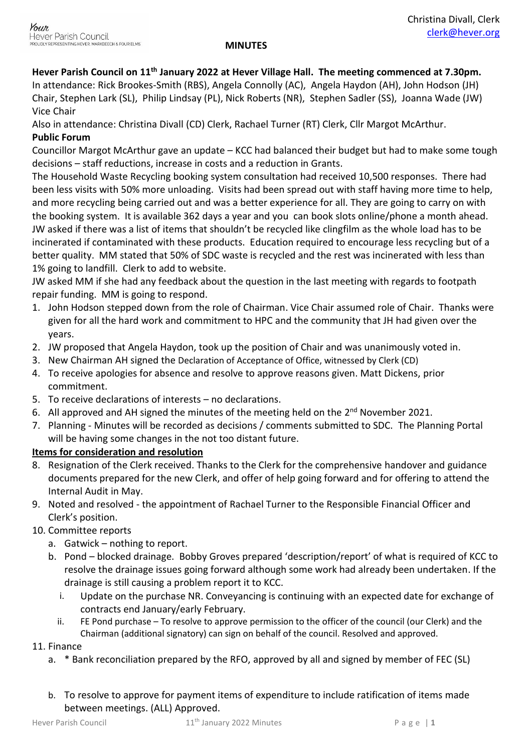Christina Divall, Clerk
clerk@hever.org

**MINUTES**

**Hever Parish Council on 11th January 2022 at Hever Village Hall. The meeting commenced at 7.30pm.**
In attendance: Rick Brookes-Smith (RBS), Angela Connolly (AC), Angela Haydon (AH), John Hodson (JH) Chair, Stephen Lark (SL), Philip Lindsay (PL), Nick Roberts (NR), Stephen Sadler (SS), Joanna Wade (JW) Vice Chair
Also in attendance: Christina Divall (CD) Clerk, Rachael Turner (RT) Clerk, Cllr Margot McArthur.

**Public Forum**

Councillor Margot McArthur gave an update – KCC had balanced their budget but had to make some tough decisions – staff reductions, increase in costs and a reduction in Grants.

The Household Waste Recycling booking system consultation had received 10,500 responses. There had been less visits with 50% more unloading. Visits had been spread out with staff having more time to help, and more recycling being carried out and was a better experience for all. They are going to carry on with the booking system. It is available 362 days a year and you can book slots online/phone a month ahead. JW asked if there was a list of items that shouldn't be recycled like clingfilm as the whole load has to be incinerated if contaminated with these products. Education required to encourage less recycling but of a better quality. MM stated that 50% of SDC waste is recycled and the rest was incinerated with less than 1% going to landfill. Clerk to add to website.

JW asked MM if she had any feedback about the question in the last meeting with regards to footpath repair funding. MM is going to respond.

1. John Hodson stepped down from the role of Chairman. Vice Chair assumed role of Chair. Thanks were given for all the hard work and commitment to HPC and the community that JH had given over the years.
2. JW proposed that Angela Haydon, took up the position of Chair and was unanimously voted in.
3. New Chairman AH signed the Declaration of Acceptance of Office, witnessed by Clerk (CD)
4. To receive apologies for absence and resolve to approve reasons given. Matt Dickens, prior commitment.
5. To receive declarations of interests – no declarations.
6. All approved and AH signed the minutes of the meeting held on the 2nd November 2021.
7. Planning - Minutes will be recorded as decisions / comments submitted to SDC. The Planning Portal will be having some changes in the not too distant future.

**Items for consideration and resolution**

8. Resignation of the Clerk received. Thanks to the Clerk for the comprehensive handover and guidance documents prepared for the new Clerk, and offer of help going forward and for offering to attend the Internal Audit in May.
9. Noted and resolved - the appointment of Rachael Turner to the Responsible Financial Officer and Clerk's position.
10. Committee reports
    a. Gatwick – nothing to report.
    b. Pond – blocked drainage. Bobby Groves prepared 'description/report' of what is required of KCC to resolve the drainage issues going forward although some work had already been undertaken. If the drainage is still causing a problem report it to KCC.
        i. Update on the purchase NR. Conveyancing is continuing with an expected date for exchange of contracts end January/early February.
        ii. FE Pond purchase – To resolve to approve permission to the officer of the council (our Clerk) and the Chairman (additional signatory) can sign on behalf of the council. Resolved and approved.
11. Finance
    a. * Bank reconciliation prepared by the RFO, approved by all and signed by member of FEC (SL)
    b. To resolve to approve for payment items of expenditure to include ratification of items made between meetings. (ALL) Approved.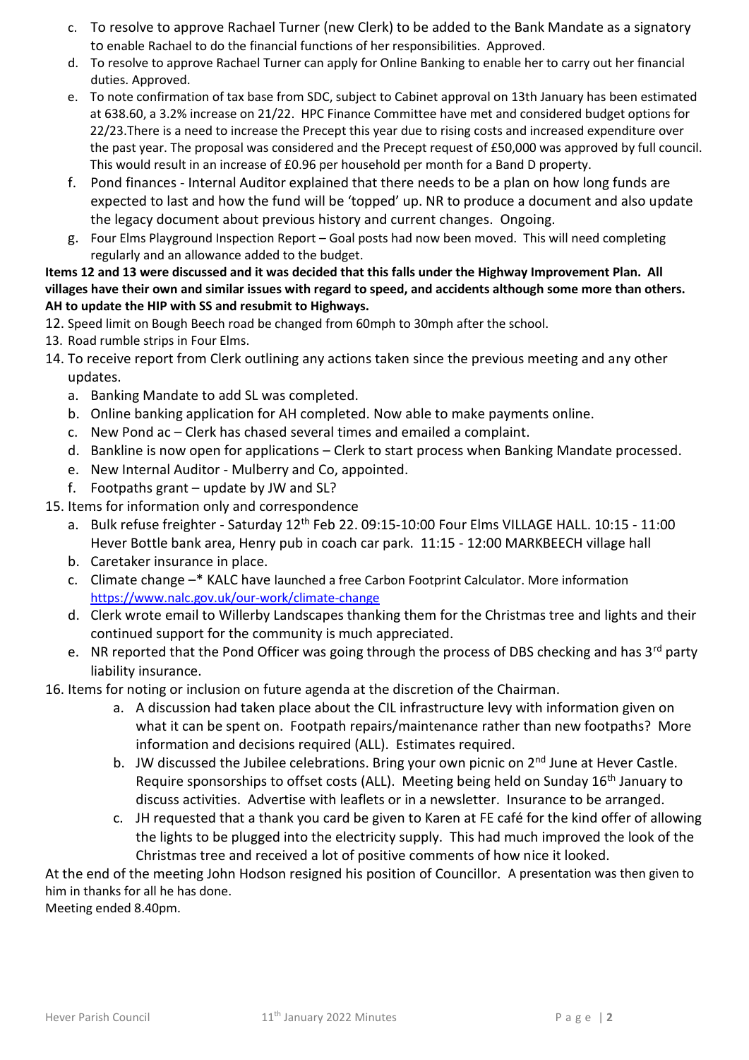c. To resolve to approve Rachael Turner (new Clerk) to be added to the Bank Mandate as a signatory to enable Rachael to do the financial functions of her responsibilities. Approved.
d. To resolve to approve Rachael Turner can apply for Online Banking to enable her to carry out her financial duties. Approved.
e. To note confirmation of tax base from SDC, subject to Cabinet approval on 13th January has been estimated at 638.60, a 3.2% increase on 21/22. HPC Finance Committee have met and considered budget options for 22/23.There is a need to increase the Precept this year due to rising costs and increased expenditure over the past year. The proposal was considered and the Precept request of £50,000 was approved by full council. This would result in an increase of £0.96 per household per month for a Band D property.
f. Pond finances - Internal Auditor explained that there needs to be a plan on how long funds are expected to last and how the fund will be 'topped' up. NR to produce a document and also update the legacy document about previous history and current changes. Ongoing.
g. Four Elms Playground Inspection Report – Goal posts had now been moved. This will need completing regularly and an allowance added to the budget.

**Items 12 and 13 were discussed and it was decided that this falls under the Highway Improvement Plan. All villages have their own and similar issues with regard to speed, and accidents although some more than others. AH to update the HIP with SS and resubmit to Highways.**

12. Speed limit on Bough Beech road be changed from 60mph to 30mph after the school.
13. Road rumble strips in Four Elms.
14. To receive report from Clerk outlining any actions taken since the previous meeting and any other updates.
    a. Banking Mandate to add SL was completed.
    b. Online banking application for AH completed. Now able to make payments online.
    c. New Pond ac – Clerk has chased several times and emailed a complaint.
    d. Bankline is now open for applications – Clerk to start process when Banking Mandate processed.
    e. New Internal Auditor - Mulberry and Co, appointed.
    f. Footpaths grant – update by JW and SL?
15. Items for information only and correspondence
    a. Bulk refuse freighter - Saturday 12th Feb 22. 09:15-10:00 Four Elms VILLAGE HALL. 10:15 - 11:00 Hever Bottle bank area, Henry pub in coach car park. 11:15 - 12:00 MARKBEECH village hall
    b. Caretaker insurance in place.
    c. Climate change –* KALC have launched a free Carbon Footprint Calculator. More information https://www.nalc.gov.uk/our-work/climate-change
    d. Clerk wrote email to Willerby Landscapes thanking them for the Christmas tree and lights and their continued support for the community is much appreciated.
    e. NR reported that the Pond Officer was going through the process of DBS checking and has 3rd party liability insurance.
16. Items for noting or inclusion on future agenda at the discretion of the Chairman.
    a. A discussion had taken place about the CIL infrastructure levy with information given on what it can be spent on. Footpath repairs/maintenance rather than new footpaths? More information and decisions required (ALL). Estimates required.
    b. JW discussed the Jubilee celebrations. Bring your own picnic on 2nd June at Hever Castle. Require sponsorships to offset costs (ALL). Meeting being held on Sunday 16th January to discuss activities. Advertise with leaflets or in a newsletter. Insurance to be arranged.
    c. JH requested that a thank you card be given to Karen at FE café for the kind offer of allowing the lights to be plugged into the electricity supply. This had much improved the look of the Christmas tree and received a lot of positive comments of how nice it looked.

At the end of the meeting John Hodson resigned his position of Councillor. A presentation was then given to him in thanks for all he has done.

Meeting ended 8.40pm.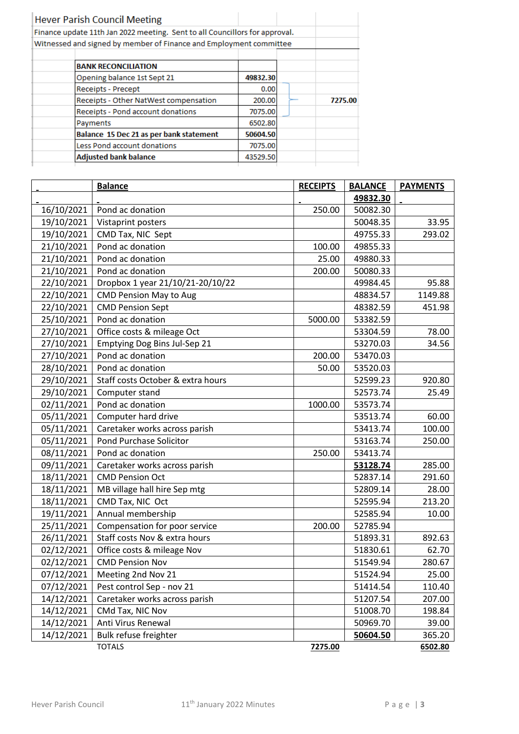Hever Parish Council Meeting

Finance update 11th Jan 2022 meeting. Sent to all Councillors for approval.

Witnessed and signed by member of Finance and Employment committee

| BANK RECONCILIATION | | |
|---|---|---|
| Opening balance 1st Sept 21 | 49832.30 | |
| Receipts - Precept | 0.00 | |
| Receipts - Other NatWest compensation | 200.00 | 7275.00 |
| Receipts - Pond account donations | 7075.00 | |
| Payments | 6502.80 | |
| **Balance 15 Dec 21 as per bank statement** | **50604.50** | |
| Less Pond account donations | 7075.00 | |
| **Adjusted bank balance** | 43529.50 | |

| | **Balance** | **RECEIPTS** | **BALANCE** | **PAYMENTS** |
|---|---|---|---|---|
| | | | **49832.30** | |
| 16/10/2021 | Pond ac donation | 250.00 | 50082.30 | |
| 19/10/2021 | Vistaprint posters | | 50048.35 | 33.95 |
| 19/10/2021 | CMD Tax, NIC Sept | | 49755.33 | 293.02 |
| 21/10/2021 | Pond ac donation | 100.00 | 49855.33 | |
| 21/10/2021 | Pond ac donation | 25.00 | 49880.33 | |
| 21/10/2021 | Pond ac donation | 200.00 | 50080.33 | |
| 22/10/2021 | Dropbox 1 year 21/10/21-20/10/22 | | 49984.45 | 95.88 |
| 22/10/2021 | CMD Pension May to Aug | | 48834.57 | 1149.88 |
| 22/10/2021 | CMD Pension Sept | | 48382.59 | 451.98 |
| 25/10/2021 | Pond ac donation | 5000.00 | 53382.59 | |
| 27/10/2021 | Office costs & mileage Oct | | 53304.59 | 78.00 |
| 27/10/2021 | Emptying Dog Bins Jul-Sep 21 | | 53270.03 | 34.56 |
| 27/10/2021 | Pond ac donation | 200.00 | 53470.03 | |
| 28/10/2021 | Pond ac donation | 50.00 | 53520.03 | |
| 29/10/2021 | Staff costs October & extra hours | | 52599.23 | 920.80 |
| 29/10/2021 | Computer stand | | 52573.74 | 25.49 |
| 02/11/2021 | Pond ac donation | 1000.00 | 53573.74 | |
| 05/11/2021 | Computer hard drive | | 53513.74 | 60.00 |
| 05/11/2021 | Caretaker works across parish | | 53413.74 | 100.00 |
| 05/11/2021 | Pond Purchase Solicitor | | 53163.74 | 250.00 |
| 08/11/2021 | Pond ac donation | 250.00 | 53413.74 | |
| 09/11/2021 | Caretaker works across parish | | **53128.74** | 285.00 |
| 18/11/2021 | CMD Pension Oct | | 52837.14 | 291.60 |
| 18/11/2021 | MB village hall hire Sep mtg | | 52809.14 | 28.00 |
| 18/11/2021 | CMD Tax, NIC Oct | | 52595.94 | 213.20 |
| 19/11/2021 | Annual membership | | 52585.94 | 10.00 |
| 25/11/2021 | Compensation for poor service | 200.00 | 52785.94 | |
| 26/11/2021 | Staff costs Nov & extra hours | | 51893.31 | 892.63 |
| 02/12/2021 | Office costs & mileage Nov | | 51830.61 | 62.70 |
| 02/12/2021 | CMD Pension Nov | | 51549.94 | 280.67 |
| 07/12/2021 | Meeting 2nd Nov 21 | | 51524.94 | 25.00 |
| 07/12/2021 | Pest control Sep - nov 21 | | 51414.54 | 110.40 |
| 14/12/2021 | Caretaker works across parish | | 51207.54 | 207.00 |
| 14/12/2021 | CMd Tax, NIC Nov | | 51008.70 | 198.84 |
| 14/12/2021 | Anti Virus Renewal | | 50969.70 | 39.00 |
| 14/12/2021 | Bulk refuse freighter | | **50604.50** | 365.20 |
| | TOTALS | **7275.00** | | **6502.80** |